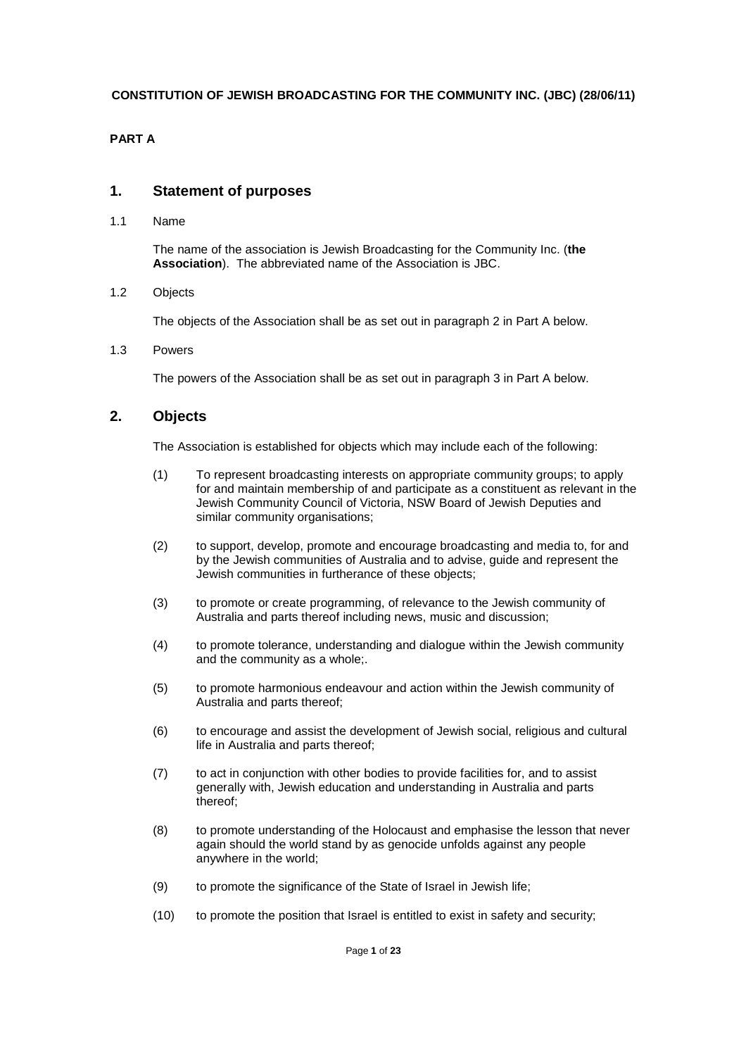**CONSTITUTION OF JEWISH BROADCASTING FOR THE COMMUNITY INC. (JBC) (28/06/11)**

**PART A**

## 1. Statement of purposes

1.1 Name

The name of the association is Jewish Broadcasting for the Community Inc. (**the Association**). The abbreviated name of the Association is JBC.

1.2 Objects

The objects of the Association shall be as set out in paragraph 2 in Part A below.

1.3 Powers

The powers of the Association shall be as set out in paragraph 3 in Part A below.

## 2. Objects

The Association is established for objects which may include each of the following:

(1) To represent broadcasting interests on appropriate community groups; to apply for and maintain membership of and participate as a constituent as relevant in the Jewish Community Council of Victoria, NSW Board of Jewish Deputies and similar community organisations;

(2) to support, develop, promote and encourage broadcasting and media to, for and by the Jewish communities of Australia and to advise, guide and represent the Jewish communities in furtherance of these objects;

(3) to promote or create programming, of relevance to the Jewish community of Australia and parts thereof including news, music and discussion;

(4) to promote tolerance, understanding and dialogue within the Jewish community and the community as a whole;.

(5) to promote harmonious endeavour and action within the Jewish community of Australia and parts thereof;

(6) to encourage and assist the development of Jewish social, religious and cultural life in Australia and parts thereof;

(7) to act in conjunction with other bodies to provide facilities for, and to assist generally with, Jewish education and understanding in Australia and parts thereof;

(8) to promote understanding of the Holocaust and emphasise the lesson that never again should the world stand by as genocide unfolds against any people anywhere in the world;

(9) to promote the significance of the State of Israel in Jewish life;

(10) to promote the position that Israel is entitled to exist in safety and security;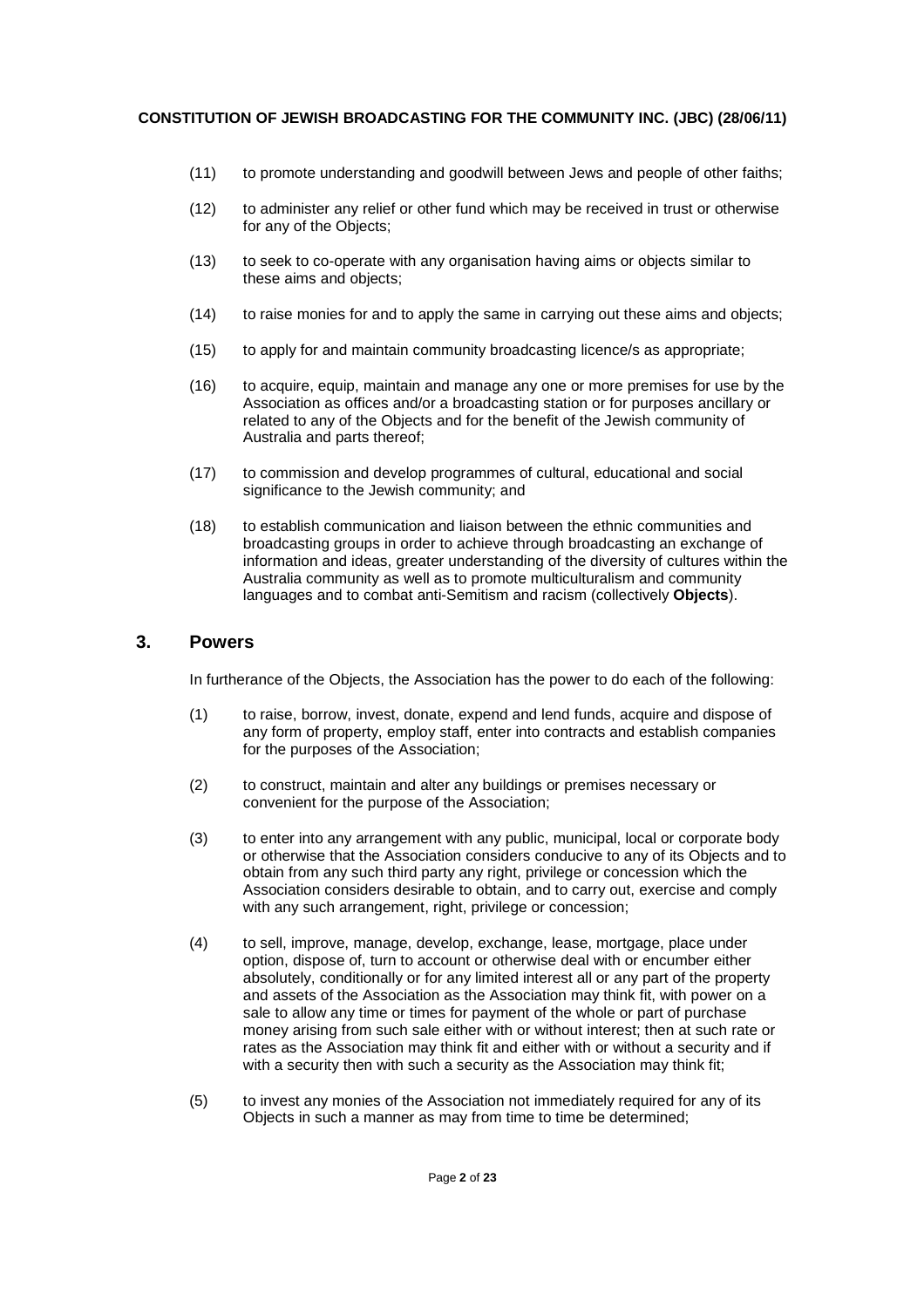(11) to promote understanding and goodwill between Jews and people of other faiths;

(12) to administer any relief or other fund which may be received in trust or otherwise for any of the Objects;

(13) to seek to co-operate with any organisation having aims or objects similar to these aims and objects;

(14) to raise monies for and to apply the same in carrying out these aims and objects;

(15) to apply for and maintain community broadcasting licence/s as appropriate;

(16) to acquire, equip, maintain and manage any one or more premises for use by the Association as offices and/or a broadcasting station or for purposes ancillary or related to any of the Objects and for the benefit of the Jewish community of Australia and parts thereof;

(17) to commission and develop programmes of cultural, educational and social significance to the Jewish community; and

(18) to establish communication and liaison between the ethnic communities and broadcasting groups in order to achieve through broadcasting an exchange of information and ideas, greater understanding of the diversity of cultures within the Australia community as well as to promote multiculturalism and community languages and to combat anti-Semitism and racism (collectively **Objects**).

## 3. Powers

In furtherance of the Objects, the Association has the power to do each of the following:

(1) to raise, borrow, invest, donate, expend and lend funds, acquire and dispose of any form of property, employ staff, enter into contracts and establish companies for the purposes of the Association;

(2) to construct, maintain and alter any buildings or premises necessary or convenient for the purpose of the Association;

(3) to enter into any arrangement with any public, municipal, local or corporate body or otherwise that the Association considers conducive to any of its Objects and to obtain from any such third party any right, privilege or concession which the Association considers desirable to obtain, and to carry out, exercise and comply with any such arrangement, right, privilege or concession;

(4) to sell, improve, manage, develop, exchange, lease, mortgage, place under option, dispose of, turn to account or otherwise deal with or encumber either absolutely, conditionally or for any limited interest all or any part of the property and assets of the Association as the Association may think fit, with power on a sale to allow any time or times for payment of the whole or part of purchase money arising from such sale either with or without interest; then at such rate or rates as the Association may think fit and either with or without a security and if with a security then with such a security as the Association may think fit;

(5) to invest any monies of the Association not immediately required for any of its Objects in such a manner as may from time to time be determined;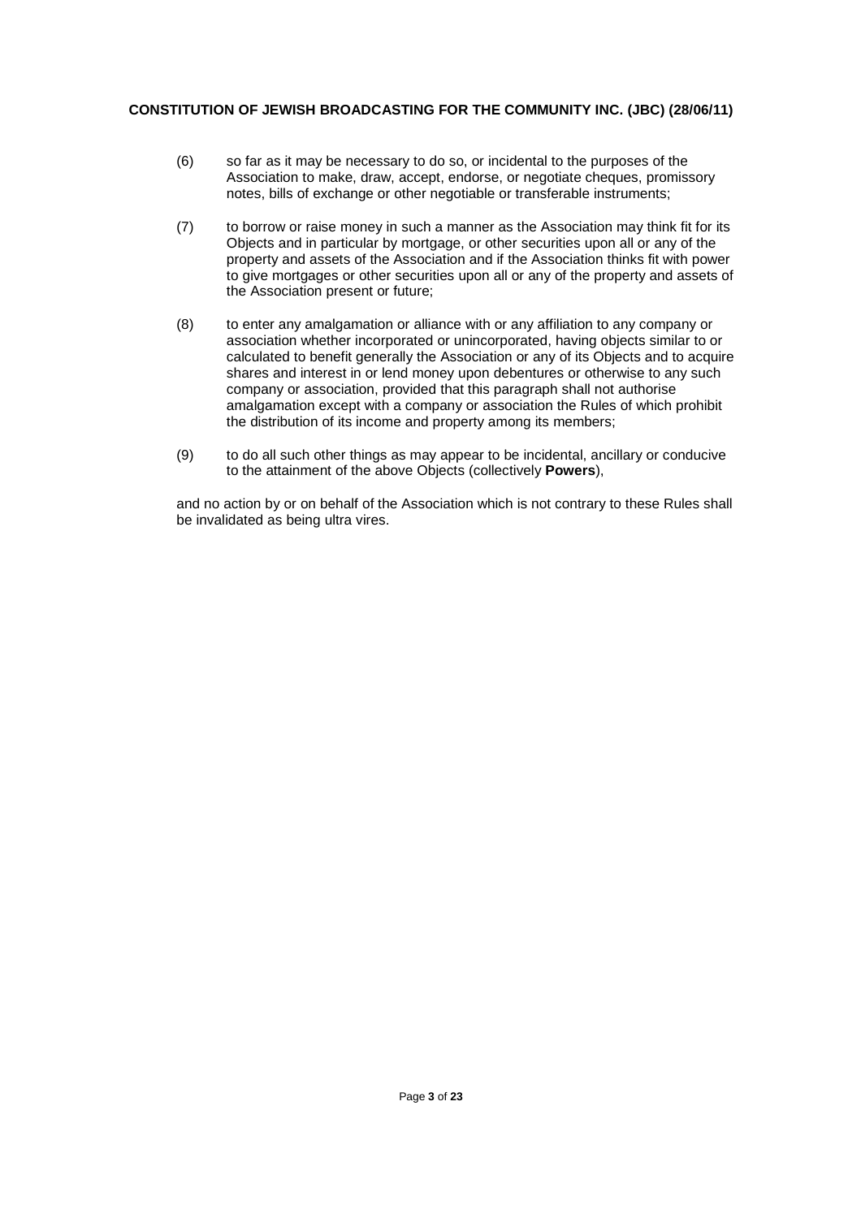(6) so far as it may be necessary to do so, or incidental to the purposes of the Association to make, draw, accept, endorse, or negotiate cheques, promissory notes, bills of exchange or other negotiable or transferable instruments;

(7) to borrow or raise money in such a manner as the Association may think fit for its Objects and in particular by mortgage, or other securities upon all or any of the property and assets of the Association and if the Association thinks fit with power to give mortgages or other securities upon all or any of the property and assets of the Association present or future;

(8) to enter any amalgamation or alliance with or any affiliation to any company or association whether incorporated or unincorporated, having objects similar to or calculated to benefit generally the Association or any of its Objects and to acquire shares and interest in or lend money upon debentures or otherwise to any such company or association, provided that this paragraph shall not authorise amalgamation except with a company or association the Rules of which prohibit the distribution of its income and property among its members;

(9) to do all such other things as may appear to be incidental, ancillary or conducive to the attainment of the above Objects (collectively **Powers**),

and no action by or on behalf of the Association which is not contrary to these Rules shall be invalidated as being ultra vires.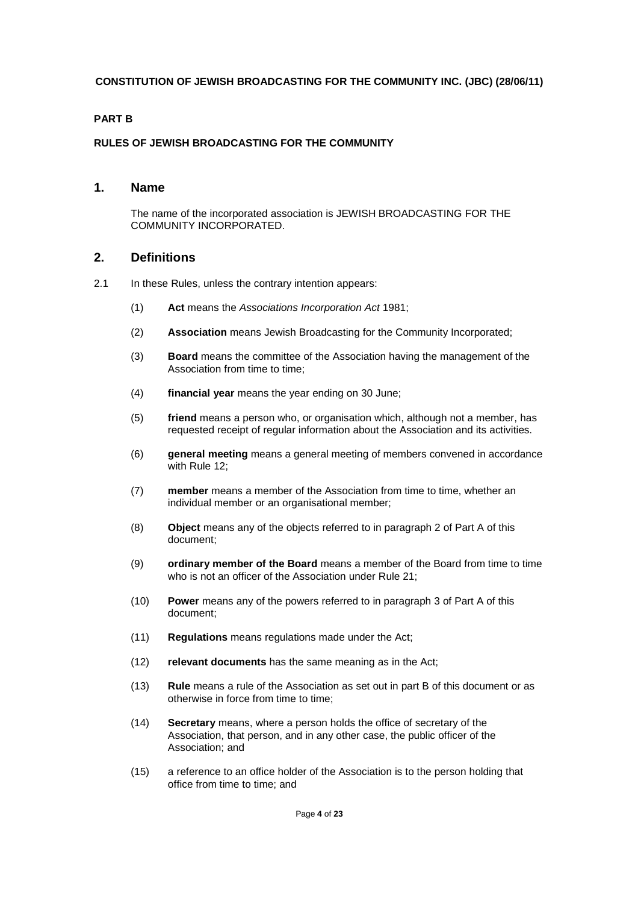**CONSTITUTION OF JEWISH BROADCASTING FOR THE COMMUNITY INC. (JBC) (28/06/11)**

**PART B**

**RULES OF JEWISH BROADCASTING FOR THE COMMUNITY**

## 1. Name

The name of the incorporated association is JEWISH BROADCASTING FOR THE COMMUNITY INCORPORATED.

## 2. Definitions

2.1 In these Rules, unless the contrary intention appears:

(1) **Act** means the *Associations Incorporation Act* 1981;

(2) **Association** means Jewish Broadcasting for the Community Incorporated;

(3) **Board** means the committee of the Association having the management of the Association from time to time;

(4) **financial year** means the year ending on 30 June;

(5) **friend** means a person who, or organisation which, although not a member, has requested receipt of regular information about the Association and its activities.

(6) **general meeting** means a general meeting of members convened in accordance with Rule 12;

(7) **member** means a member of the Association from time to time, whether an individual member or an organisational member;

(8) **Object** means any of the objects referred to in paragraph 2 of Part A of this document;

(9) **ordinary member of the Board** means a member of the Board from time to time who is not an officer of the Association under Rule 21;

(10) **Power** means any of the powers referred to in paragraph 3 of Part A of this document;

(11) **Regulations** means regulations made under the Act;

(12) **relevant documents** has the same meaning as in the Act;

(13) **Rule** means a rule of the Association as set out in part B of this document or as otherwise in force from time to time;

(14) **Secretary** means, where a person holds the office of secretary of the Association, that person, and in any other case, the public officer of the Association; and

(15) a reference to an office holder of the Association is to the person holding that office from time to time; and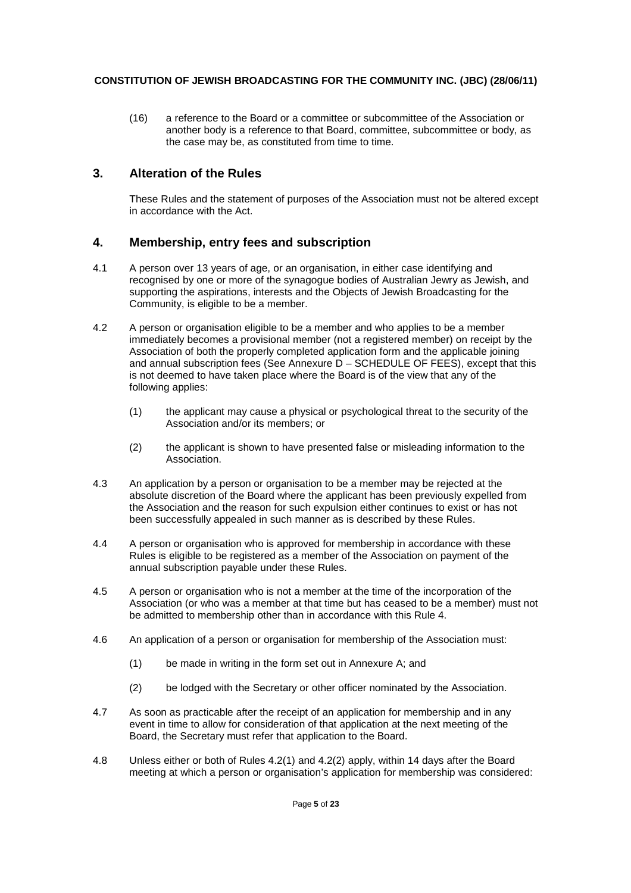(16) a reference to the Board or a committee or subcommittee of the Association or another body is a reference to that Board, committee, subcommittee or body, as the case may be, as constituted from time to time.

## 3. Alteration of the Rules

These Rules and the statement of purposes of the Association must not be altered except in accordance with the Act.

## 4. Membership, entry fees and subscription

4.1 A person over 13 years of age, or an organisation, in either case identifying and recognised by one or more of the synagogue bodies of Australian Jewry as Jewish, and supporting the aspirations, interests and the Objects of Jewish Broadcasting for the Community, is eligible to be a member.

4.2 A person or organisation eligible to be a member and who applies to be a member immediately becomes a provisional member (not a registered member) on receipt by the Association of both the properly completed application form and the applicable joining and annual subscription fees (See Annexure D – SCHEDULE OF FEES), except that this is not deemed to have taken place where the Board is of the view that any of the following applies:

(1) the applicant may cause a physical or psychological threat to the security of the Association and/or its members; or

(2) the applicant is shown to have presented false or misleading information to the Association.

4.3 An application by a person or organisation to be a member may be rejected at the absolute discretion of the Board where the applicant has been previously expelled from the Association and the reason for such expulsion either continues to exist or has not been successfully appealed in such manner as is described by these Rules.

4.4 A person or organisation who is approved for membership in accordance with these Rules is eligible to be registered as a member of the Association on payment of the annual subscription payable under these Rules.

4.5 A person or organisation who is not a member at the time of the incorporation of the Association (or who was a member at that time but has ceased to be a member) must not be admitted to membership other than in accordance with this Rule 4.

4.6 An application of a person or organisation for membership of the Association must:

(1) be made in writing in the form set out in Annexure A; and

(2) be lodged with the Secretary or other officer nominated by the Association.

4.7 As soon as practicable after the receipt of an application for membership and in any event in time to allow for consideration of that application at the next meeting of the Board, the Secretary must refer that application to the Board.

4.8 Unless either or both of Rules 4.2(1) and 4.2(2) apply, within 14 days after the Board meeting at which a person or organisation's application for membership was considered: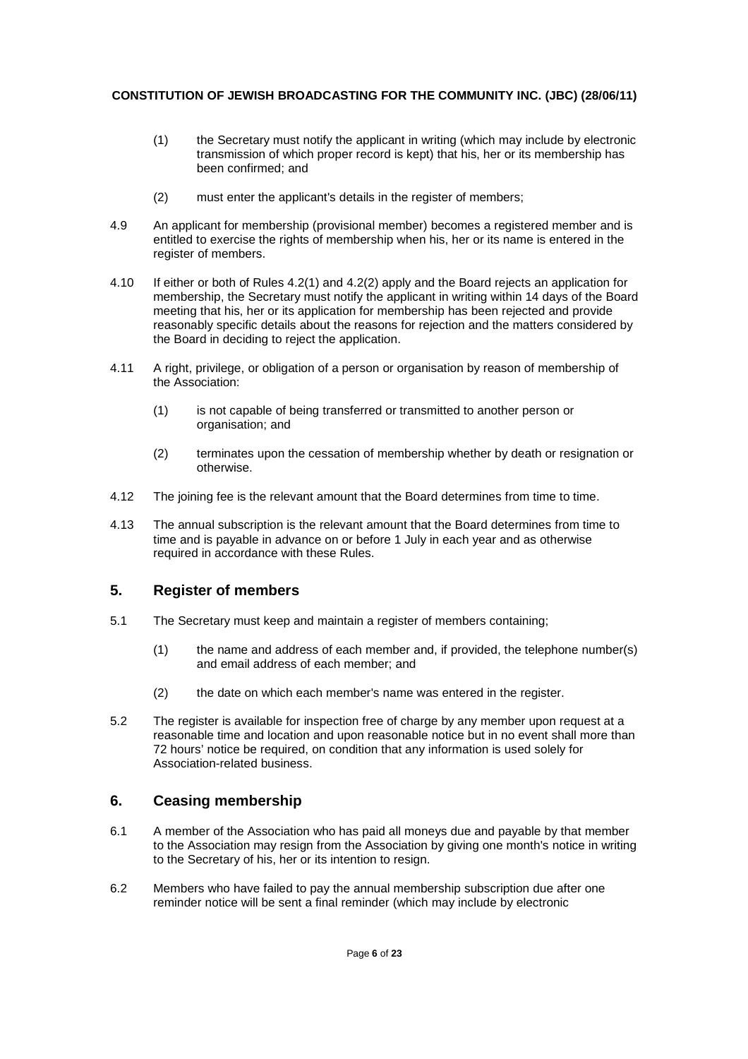(1) the Secretary must notify the applicant in writing (which may include by electronic transmission of which proper record is kept) that his, her or its membership has been confirmed; and

(2) must enter the applicant's details in the register of members;

4.9 An applicant for membership (provisional member) becomes a registered member and is entitled to exercise the rights of membership when his, her or its name is entered in the register of members.

4.10 If either or both of Rules 4.2(1) and 4.2(2) apply and the Board rejects an application for membership, the Secretary must notify the applicant in writing within 14 days of the Board meeting that his, her or its application for membership has been rejected and provide reasonably specific details about the reasons for rejection and the matters considered by the Board in deciding to reject the application.

4.11 A right, privilege, or obligation of a person or organisation by reason of membership of the Association:

(1) is not capable of being transferred or transmitted to another person or organisation; and

(2) terminates upon the cessation of membership whether by death or resignation or otherwise.

4.12 The joining fee is the relevant amount that the Board determines from time to time.

4.13 The annual subscription is the relevant amount that the Board determines from time to time and is payable in advance on or before 1 July in each year and as otherwise required in accordance with these Rules.

## 5. Register of members

5.1 The Secretary must keep and maintain a register of members containing;

(1) the name and address of each member and, if provided, the telephone number(s) and email address of each member; and

(2) the date on which each member's name was entered in the register.

5.2 The register is available for inspection free of charge by any member upon request at a reasonable time and location and upon reasonable notice but in no event shall more than 72 hours' notice be required, on condition that any information is used solely for Association-related business.

## 6. Ceasing membership

6.1 A member of the Association who has paid all moneys due and payable by that member to the Association may resign from the Association by giving one month's notice in writing to the Secretary of his, her or its intention to resign.

6.2 Members who have failed to pay the annual membership subscription due after one reminder notice will be sent a final reminder (which may include by electronic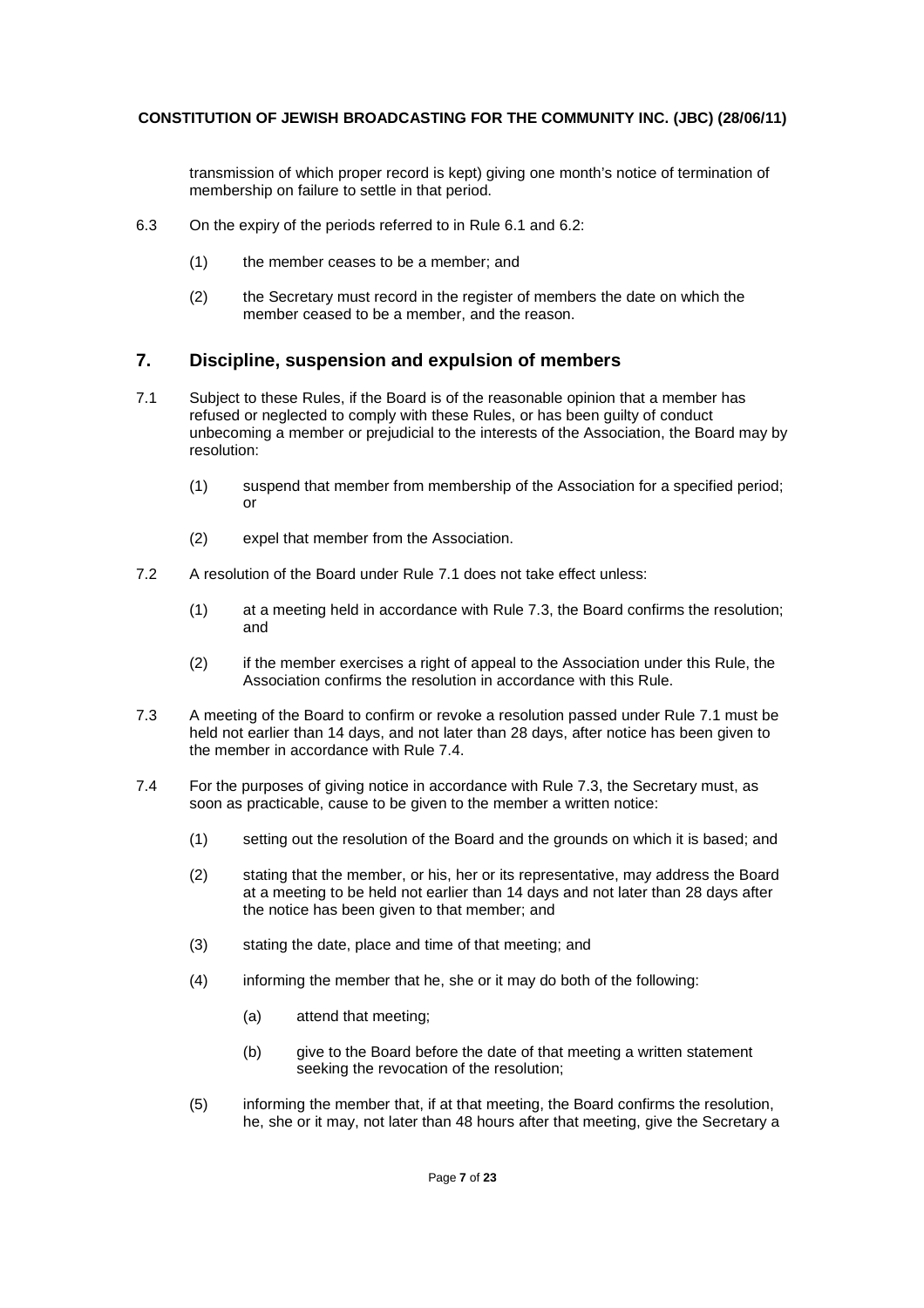transmission of which proper record is kept) giving one month's notice of termination of membership on failure to settle in that period.

6.3 On the expiry of the periods referred to in Rule 6.1 and 6.2:

(1) the member ceases to be a member; and

(2) the Secretary must record in the register of members the date on which the member ceased to be a member, and the reason.

## 7. Discipline, suspension and expulsion of members

7.1 Subject to these Rules, if the Board is of the reasonable opinion that a member has refused or neglected to comply with these Rules, or has been guilty of conduct unbecoming a member or prejudicial to the interests of the Association, the Board may by resolution:

(1) suspend that member from membership of the Association for a specified period; or

(2) expel that member from the Association.

7.2 A resolution of the Board under Rule 7.1 does not take effect unless:

(1) at a meeting held in accordance with Rule 7.3, the Board confirms the resolution; and

(2) if the member exercises a right of appeal to the Association under this Rule, the Association confirms the resolution in accordance with this Rule.

7.3 A meeting of the Board to confirm or revoke a resolution passed under Rule 7.1 must be held not earlier than 14 days, and not later than 28 days, after notice has been given to the member in accordance with Rule 7.4.

7.4 For the purposes of giving notice in accordance with Rule 7.3, the Secretary must, as soon as practicable, cause to be given to the member a written notice:

(1) setting out the resolution of the Board and the grounds on which it is based; and

(2) stating that the member, or his, her or its representative, may address the Board at a meeting to be held not earlier than 14 days and not later than 28 days after the notice has been given to that member; and

(3) stating the date, place and time of that meeting; and

(4) informing the member that he, she or it may do both of the following:

(a) attend that meeting;

(b) give to the Board before the date of that meeting a written statement seeking the revocation of the resolution;

(5) informing the member that, if at that meeting, the Board confirms the resolution, he, she or it may, not later than 48 hours after that meeting, give the Secretary a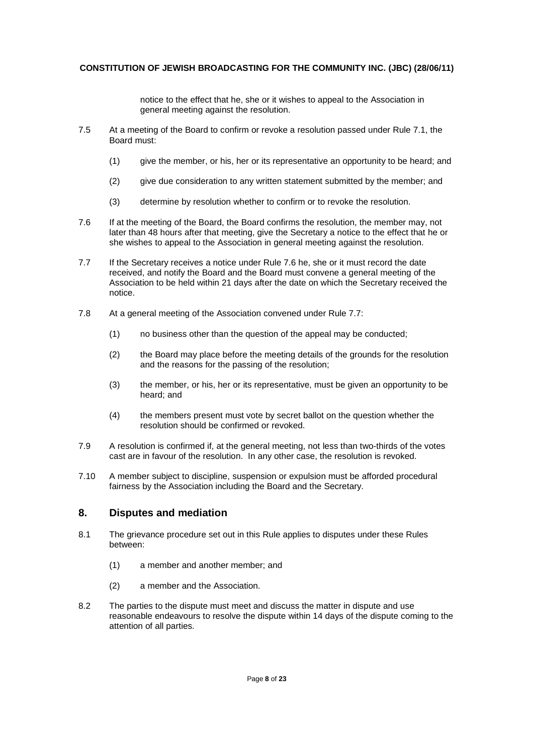notice to the effect that he, she or it wishes to appeal to the Association in general meeting against the resolution.

7.5 At a meeting of the Board to confirm or revoke a resolution passed under Rule 7.1, the Board must:

(1) give the member, or his, her or its representative an opportunity to be heard; and

(2) give due consideration to any written statement submitted by the member; and

(3) determine by resolution whether to confirm or to revoke the resolution.

7.6 If at the meeting of the Board, the Board confirms the resolution, the member may, not later than 48 hours after that meeting, give the Secretary a notice to the effect that he or she wishes to appeal to the Association in general meeting against the resolution.

7.7 If the Secretary receives a notice under Rule 7.6 he, she or it must record the date received, and notify the Board and the Board must convene a general meeting of the Association to be held within 21 days after the date on which the Secretary received the notice.

7.8 At a general meeting of the Association convened under Rule 7.7:

(1) no business other than the question of the appeal may be conducted;

(2) the Board may place before the meeting details of the grounds for the resolution and the reasons for the passing of the resolution;

(3) the member, or his, her or its representative, must be given an opportunity to be heard; and

(4) the members present must vote by secret ballot on the question whether the resolution should be confirmed or revoked.

7.9 A resolution is confirmed if, at the general meeting, not less than two-thirds of the votes cast are in favour of the resolution. In any other case, the resolution is revoked.

7.10 A member subject to discipline, suspension or expulsion must be afforded procedural fairness by the Association including the Board and the Secretary.

## 8. Disputes and mediation

8.1 The grievance procedure set out in this Rule applies to disputes under these Rules between:

(1) a member and another member; and

(2) a member and the Association.

8.2 The parties to the dispute must meet and discuss the matter in dispute and use reasonable endeavours to resolve the dispute within 14 days of the dispute coming to the attention of all parties.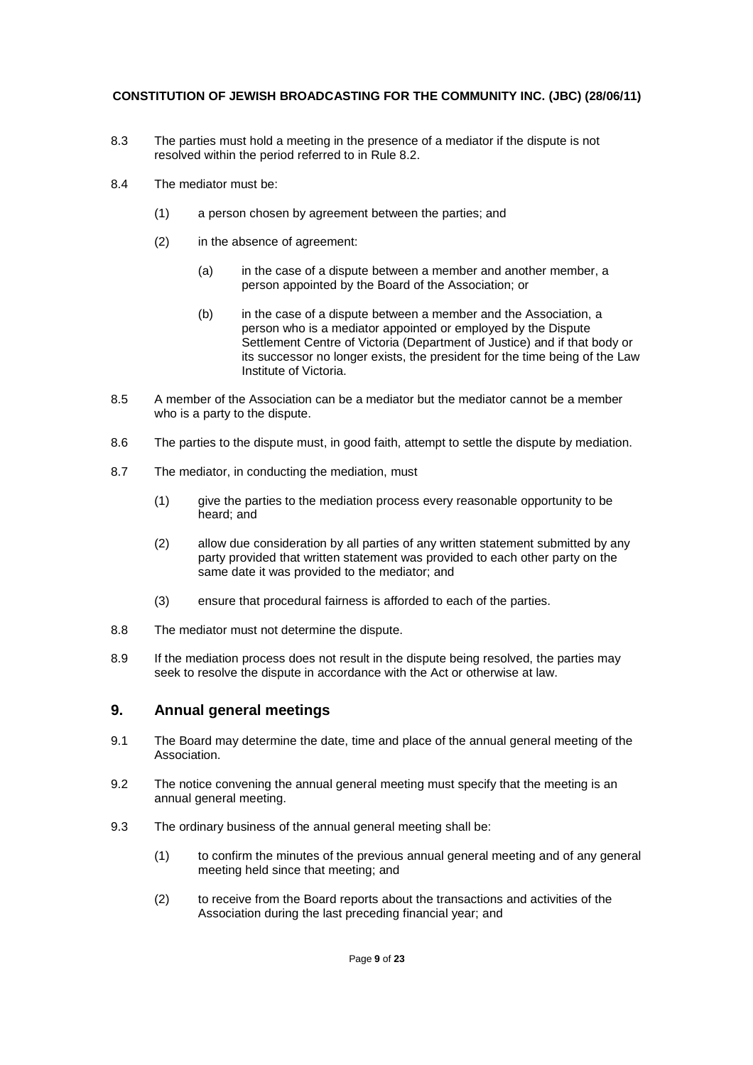8.3 The parties must hold a meeting in the presence of a mediator if the dispute is not resolved within the period referred to in Rule 8.2.

8.4 The mediator must be:

(1) a person chosen by agreement between the parties; and

(2) in the absence of agreement:

(a) in the case of a dispute between a member and another member, a person appointed by the Board of the Association; or

(b) in the case of a dispute between a member and the Association, a person who is a mediator appointed or employed by the Dispute Settlement Centre of Victoria (Department of Justice) and if that body or its successor no longer exists, the president for the time being of the Law Institute of Victoria.

8.5 A member of the Association can be a mediator but the mediator cannot be a member who is a party to the dispute.

8.6 The parties to the dispute must, in good faith, attempt to settle the dispute by mediation.

8.7 The mediator, in conducting the mediation, must

(1) give the parties to the mediation process every reasonable opportunity to be heard; and

(2) allow due consideration by all parties of any written statement submitted by any party provided that written statement was provided to each other party on the same date it was provided to the mediator; and

(3) ensure that procedural fairness is afforded to each of the parties.

8.8 The mediator must not determine the dispute.

8.9 If the mediation process does not result in the dispute being resolved, the parties may seek to resolve the dispute in accordance with the Act or otherwise at law.

## 9. Annual general meetings

9.1 The Board may determine the date, time and place of the annual general meeting of the Association.

9.2 The notice convening the annual general meeting must specify that the meeting is an annual general meeting.

9.3 The ordinary business of the annual general meeting shall be:

(1) to confirm the minutes of the previous annual general meeting and of any general meeting held since that meeting; and

(2) to receive from the Board reports about the transactions and activities of the Association during the last preceding financial year; and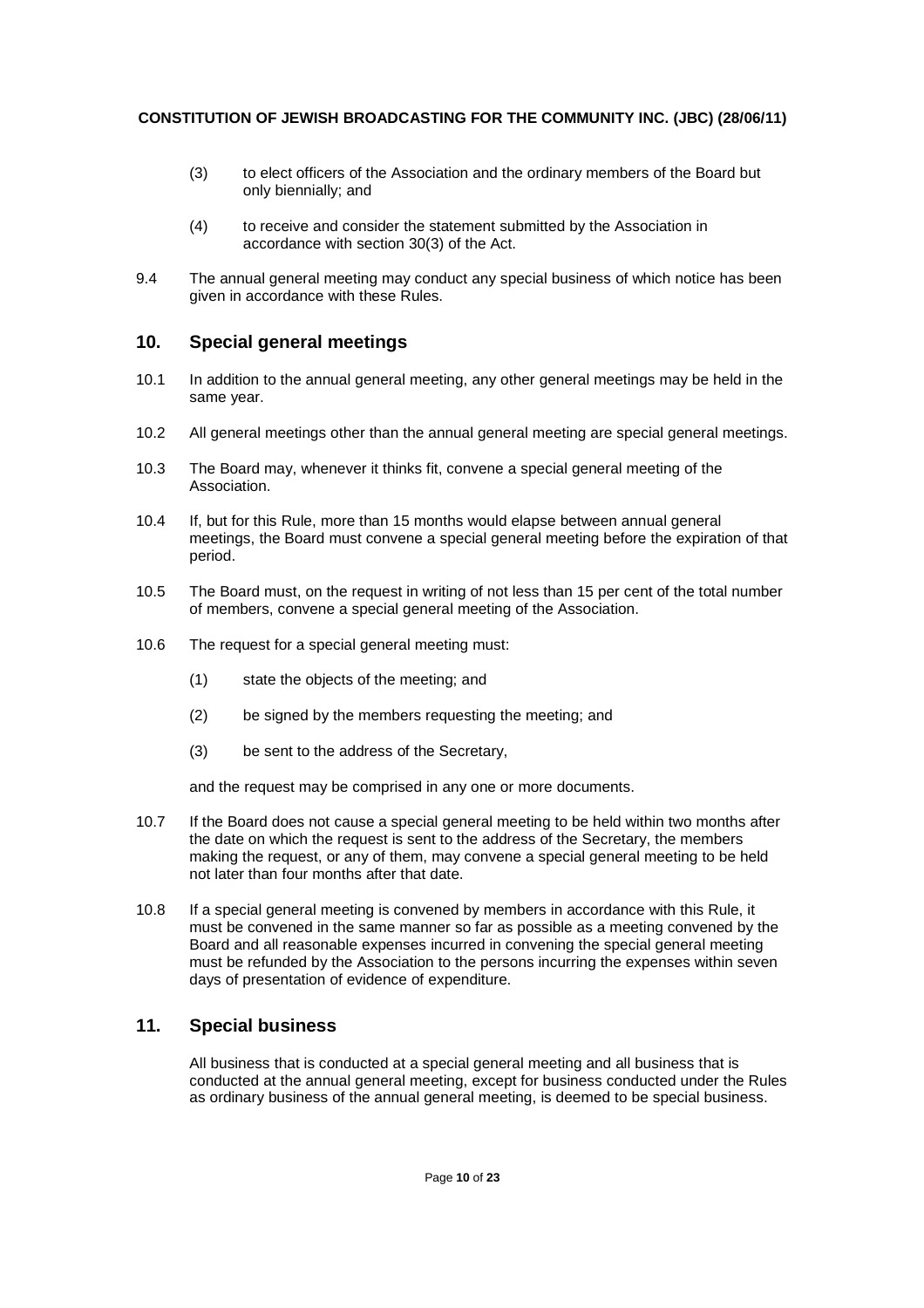(3) to elect officers of the Association and the ordinary members of the Board but only biennially; and

(4) to receive and consider the statement submitted by the Association in accordance with section 30(3) of the Act.

9.4 The annual general meeting may conduct any special business of which notice has been given in accordance with these Rules.

## 10. Special general meetings

10.1 In addition to the annual general meeting, any other general meetings may be held in the same year.

10.2 All general meetings other than the annual general meeting are special general meetings.

10.3 The Board may, whenever it thinks fit, convene a special general meeting of the Association.

10.4 If, but for this Rule, more than 15 months would elapse between annual general meetings, the Board must convene a special general meeting before the expiration of that period.

10.5 The Board must, on the request in writing of not less than 15 per cent of the total number of members, convene a special general meeting of the Association.

10.6 The request for a special general meeting must:

(1) state the objects of the meeting; and

(2) be signed by the members requesting the meeting; and

(3) be sent to the address of the Secretary,

and the request may be comprised in any one or more documents.

10.7 If the Board does not cause a special general meeting to be held within two months after the date on which the request is sent to the address of the Secretary, the members making the request, or any of them, may convene a special general meeting to be held not later than four months after that date.

10.8 If a special general meeting is convened by members in accordance with this Rule, it must be convened in the same manner so far as possible as a meeting convened by the Board and all reasonable expenses incurred in convening the special general meeting must be refunded by the Association to the persons incurring the expenses within seven days of presentation of evidence of expenditure.

## 11. Special business

All business that is conducted at a special general meeting and all business that is conducted at the annual general meeting, except for business conducted under the Rules as ordinary business of the annual general meeting, is deemed to be special business.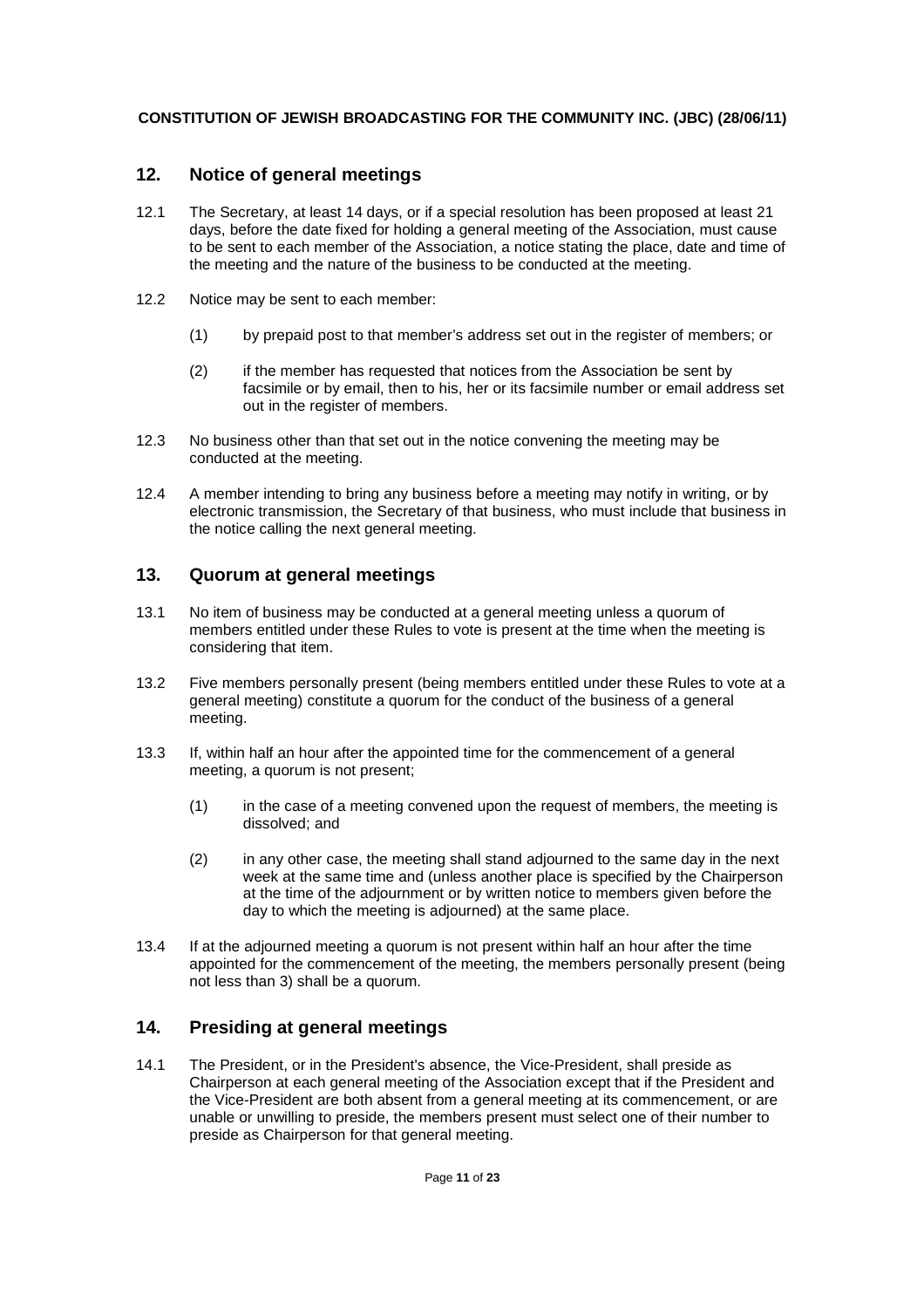## 12. Notice of general meetings

12.1 The Secretary, at least 14 days, or if a special resolution has been proposed at least 21 days, before the date fixed for holding a general meeting of the Association, must cause to be sent to each member of the Association, a notice stating the place, date and time of the meeting and the nature of the business to be conducted at the meeting.

12.2 Notice may be sent to each member:

(1) by prepaid post to that member's address set out in the register of members; or

(2) if the member has requested that notices from the Association be sent by facsimile or by email, then to his, her or its facsimile number or email address set out in the register of members.

12.3 No business other than that set out in the notice convening the meeting may be conducted at the meeting.

12.4 A member intending to bring any business before a meeting may notify in writing, or by electronic transmission, the Secretary of that business, who must include that business in the notice calling the next general meeting.

## 13. Quorum at general meetings

13.1 No item of business may be conducted at a general meeting unless a quorum of members entitled under these Rules to vote is present at the time when the meeting is considering that item.

13.2 Five members personally present (being members entitled under these Rules to vote at a general meeting) constitute a quorum for the conduct of the business of a general meeting.

13.3 If, within half an hour after the appointed time for the commencement of a general meeting, a quorum is not present;

(1) in the case of a meeting convened upon the request of members, the meeting is dissolved; and

(2) in any other case, the meeting shall stand adjourned to the same day in the next week at the same time and (unless another place is specified by the Chairperson at the time of the adjournment or by written notice to members given before the day to which the meeting is adjourned) at the same place.

13.4 If at the adjourned meeting a quorum is not present within half an hour after the time appointed for the commencement of the meeting, the members personally present (being not less than 3) shall be a quorum.

## 14. Presiding at general meetings

14.1 The President, or in the President's absence, the Vice-President, shall preside as Chairperson at each general meeting of the Association except that if the President and the Vice-President are both absent from a general meeting at its commencement, or are unable or unwilling to preside, the members present must select one of their number to preside as Chairperson for that general meeting.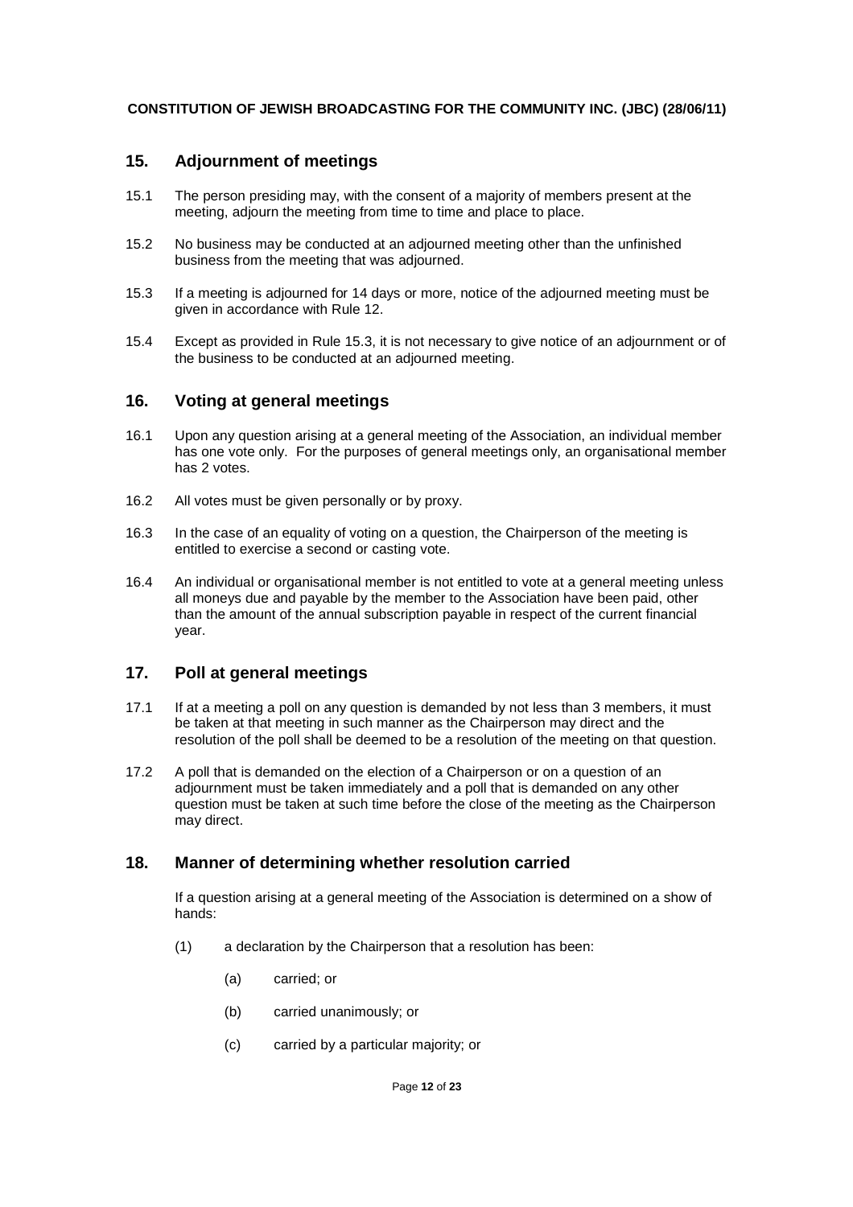## 15. Adjournment of meetings

15.1 The person presiding may, with the consent of a majority of members present at the meeting, adjourn the meeting from time to time and place to place.

15.2 No business may be conducted at an adjourned meeting other than the unfinished business from the meeting that was adjourned.

15.3 If a meeting is adjourned for 14 days or more, notice of the adjourned meeting must be given in accordance with Rule 12.

15.4 Except as provided in Rule 15.3, it is not necessary to give notice of an adjournment or of the business to be conducted at an adjourned meeting.

## 16. Voting at general meetings

16.1 Upon any question arising at a general meeting of the Association, an individual member has one vote only. For the purposes of general meetings only, an organisational member has 2 votes.

16.2 All votes must be given personally or by proxy.

16.3 In the case of an equality of voting on a question, the Chairperson of the meeting is entitled to exercise a second or casting vote.

16.4 An individual or organisational member is not entitled to vote at a general meeting unless all moneys due and payable by the member to the Association have been paid, other than the amount of the annual subscription payable in respect of the current financial year.

## 17. Poll at general meetings

17.1 If at a meeting a poll on any question is demanded by not less than 3 members, it must be taken at that meeting in such manner as the Chairperson may direct and the resolution of the poll shall be deemed to be a resolution of the meeting on that question.

17.2 A poll that is demanded on the election of a Chairperson or on a question of an adjournment must be taken immediately and a poll that is demanded on any other question must be taken at such time before the close of the meeting as the Chairperson may direct.

## 18. Manner of determining whether resolution carried

If a question arising at a general meeting of the Association is determined on a show of hands:

(1) a declaration by the Chairperson that a resolution has been:

(a) carried; or

(b) carried unanimously; or

(c) carried by a particular majority; or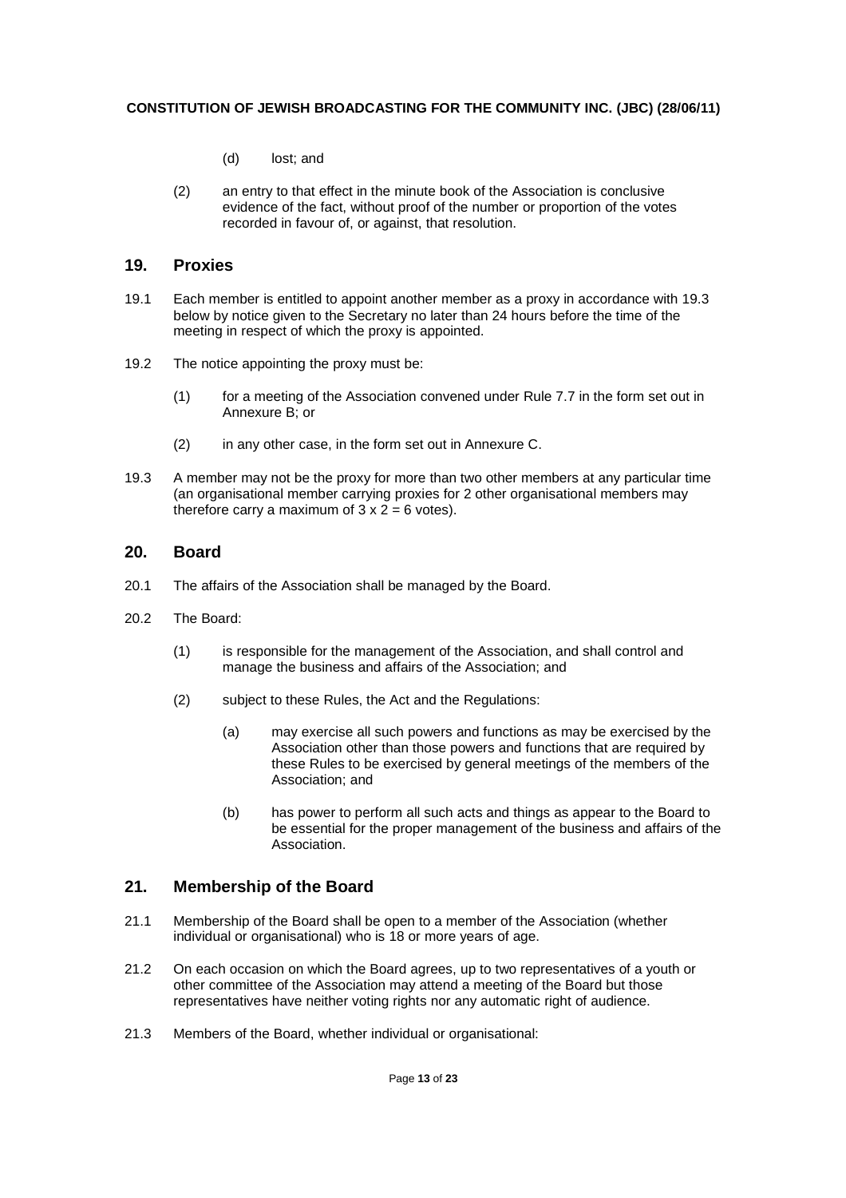(d) lost; and

(2) an entry to that effect in the minute book of the Association is conclusive evidence of the fact, without proof of the number or proportion of the votes recorded in favour of, or against, that resolution.

## 19. Proxies

19.1 Each member is entitled to appoint another member as a proxy in accordance with 19.3 below by notice given to the Secretary no later than 24 hours before the time of the meeting in respect of which the proxy is appointed.

19.2 The notice appointing the proxy must be:

(1) for a meeting of the Association convened under Rule 7.7 in the form set out in Annexure B; or

(2) in any other case, in the form set out in Annexure C.

19.3 A member may not be the proxy for more than two other members at any particular time (an organisational member carrying proxies for 2 other organisational members may therefore carry a maximum of 3 x 2 = 6 votes).

## 20. Board

20.1 The affairs of the Association shall be managed by the Board.

20.2 The Board:

(1) is responsible for the management of the Association, and shall control and manage the business and affairs of the Association; and

(2) subject to these Rules, the Act and the Regulations:

(a) may exercise all such powers and functions as may be exercised by the Association other than those powers and functions that are required by these Rules to be exercised by general meetings of the members of the Association; and

(b) has power to perform all such acts and things as appear to the Board to be essential for the proper management of the business and affairs of the Association.

## 21. Membership of the Board

21.1 Membership of the Board shall be open to a member of the Association (whether individual or organisational) who is 18 or more years of age.

21.2 On each occasion on which the Board agrees, up to two representatives of a youth or other committee of the Association may attend a meeting of the Board but those representatives have neither voting rights nor any automatic right of audience.

21.3 Members of the Board, whether individual or organisational: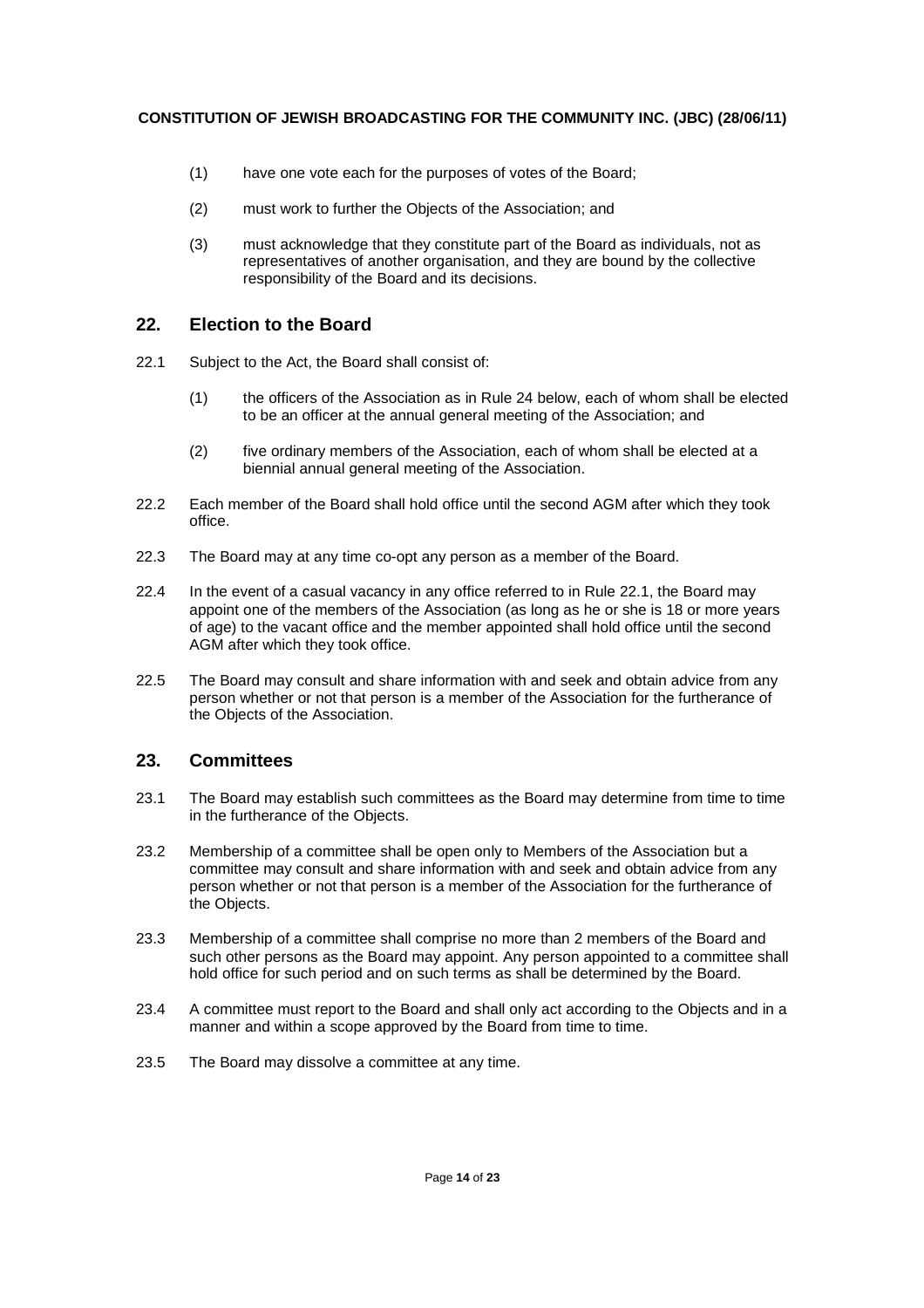(1) have one vote each for the purposes of votes of the Board;

(2) must work to further the Objects of the Association; and

(3) must acknowledge that they constitute part of the Board as individuals, not as representatives of another organisation, and they are bound by the collective responsibility of the Board and its decisions.

## 22. Election to the Board

22.1 Subject to the Act, the Board shall consist of:

(1) the officers of the Association as in Rule 24 below, each of whom shall be elected to be an officer at the annual general meeting of the Association; and

(2) five ordinary members of the Association, each of whom shall be elected at a biennial annual general meeting of the Association.

22.2 Each member of the Board shall hold office until the second AGM after which they took office.

22.3 The Board may at any time co-opt any person as a member of the Board.

22.4 In the event of a casual vacancy in any office referred to in Rule 22.1, the Board may appoint one of the members of the Association (as long as he or she is 18 or more years of age) to the vacant office and the member appointed shall hold office until the second AGM after which they took office.

22.5 The Board may consult and share information with and seek and obtain advice from any person whether or not that person is a member of the Association for the furtherance of the Objects of the Association.

## 23. Committees

23.1 The Board may establish such committees as the Board may determine from time to time in the furtherance of the Objects.

23.2 Membership of a committee shall be open only to Members of the Association but a committee may consult and share information with and seek and obtain advice from any person whether or not that person is a member of the Association for the furtherance of the Objects.

23.3 Membership of a committee shall comprise no more than 2 members of the Board and such other persons as the Board may appoint. Any person appointed to a committee shall hold office for such period and on such terms as shall be determined by the Board.

23.4 A committee must report to the Board and shall only act according to the Objects and in a manner and within a scope approved by the Board from time to time.

23.5 The Board may dissolve a committee at any time.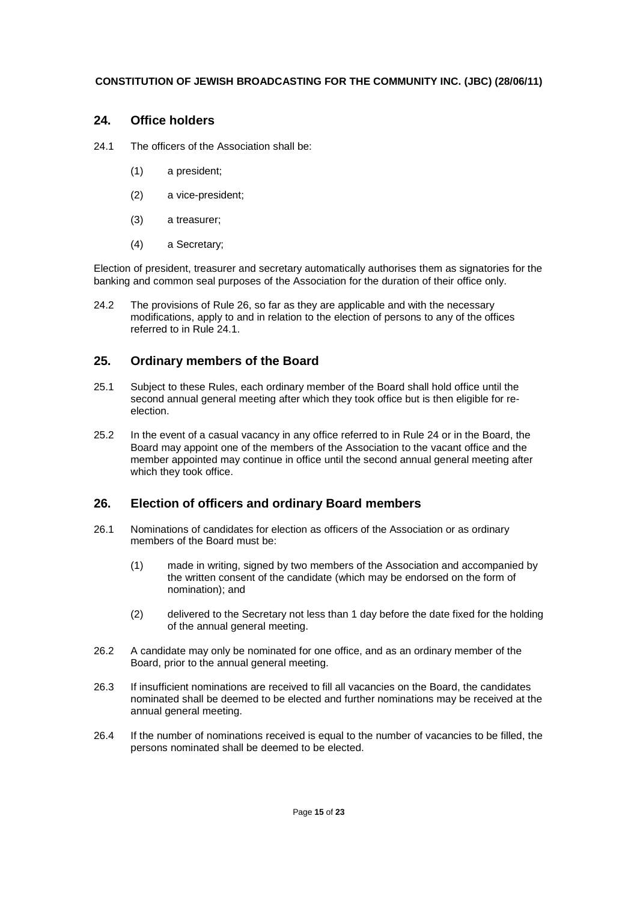**CONSTITUTION OF JEWISH BROADCASTING FOR THE COMMUNITY INC. (JBC) (28/06/11)**

## 24. Office holders

24.1 The officers of the Association shall be:

(1) a president;

(2) a vice-president;

(3) a treasurer;

(4) a Secretary;

Election of president, treasurer and secretary automatically authorises them as signatories for the banking and common seal purposes of the Association for the duration of their office only.

24.2 The provisions of Rule 26, so far as they are applicable and with the necessary modifications, apply to and in relation to the election of persons to any of the offices referred to in Rule 24.1.

## 25. Ordinary members of the Board

25.1 Subject to these Rules, each ordinary member of the Board shall hold office until the second annual general meeting after which they took office but is then eligible for re-election.

25.2 In the event of a casual vacancy in any office referred to in Rule 24 or in the Board, the Board may appoint one of the members of the Association to the vacant office and the member appointed may continue in office until the second annual general meeting after which they took office.

## 26. Election of officers and ordinary Board members

26.1 Nominations of candidates for election as officers of the Association or as ordinary members of the Board must be:

(1) made in writing, signed by two members of the Association and accompanied by the written consent of the candidate (which may be endorsed on the form of nomination); and

(2) delivered to the Secretary not less than 1 day before the date fixed for the holding of the annual general meeting.

26.2 A candidate may only be nominated for one office, and as an ordinary member of the Board, prior to the annual general meeting.

26.3 If insufficient nominations are received to fill all vacancies on the Board, the candidates nominated shall be deemed to be elected and further nominations may be received at the annual general meeting.

26.4 If the number of nominations received is equal to the number of vacancies to be filled, the persons nominated shall be deemed to be elected.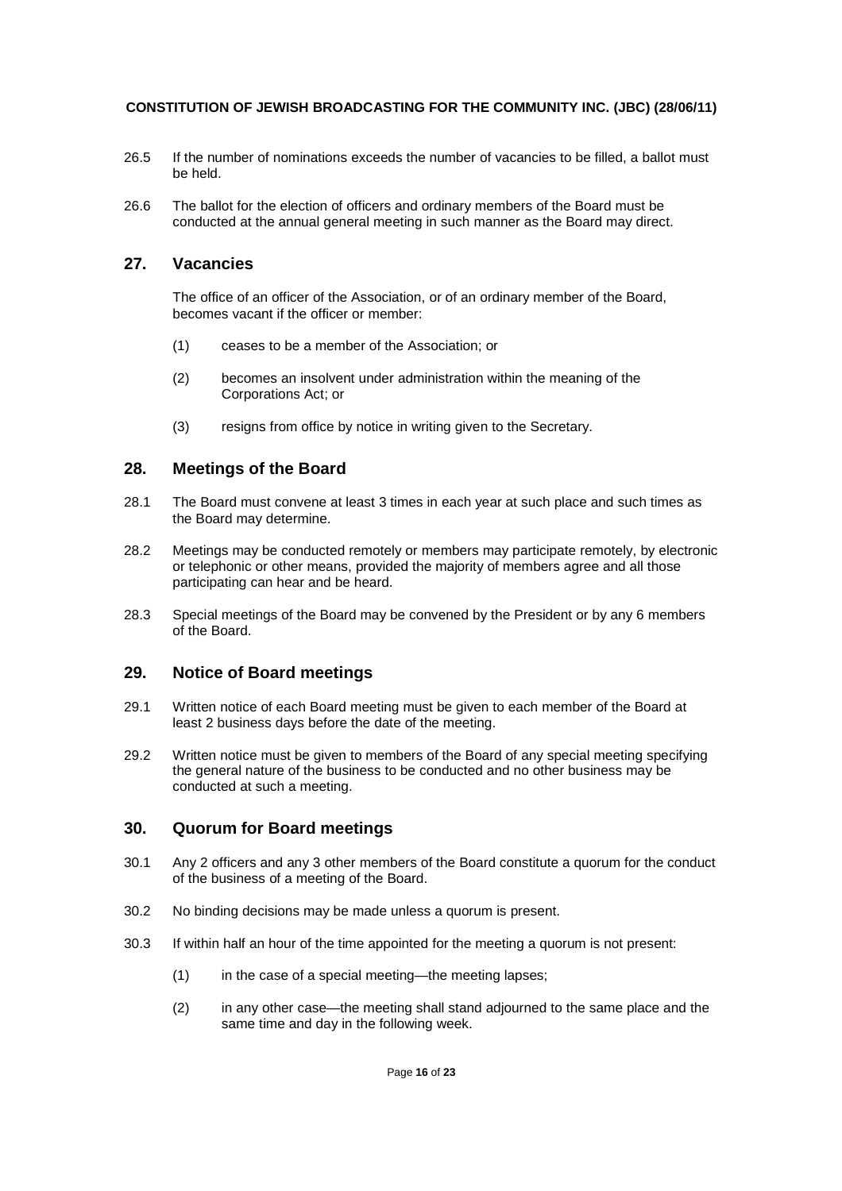26.5 If the number of nominations exceeds the number of vacancies to be filled, a ballot must be held.

26.6 The ballot for the election of officers and ordinary members of the Board must be conducted at the annual general meeting in such manner as the Board may direct.

## 27. Vacancies

The office of an officer of the Association, or of an ordinary member of the Board, becomes vacant if the officer or member:

(1) ceases to be a member of the Association; or

(2) becomes an insolvent under administration within the meaning of the Corporations Act; or

(3) resigns from office by notice in writing given to the Secretary.

## 28. Meetings of the Board

28.1 The Board must convene at least 3 times in each year at such place and such times as the Board may determine.

28.2 Meetings may be conducted remotely or members may participate remotely, by electronic or telephonic or other means, provided the majority of members agree and all those participating can hear and be heard.

28.3 Special meetings of the Board may be convened by the President or by any 6 members of the Board.

## 29. Notice of Board meetings

29.1 Written notice of each Board meeting must be given to each member of the Board at least 2 business days before the date of the meeting.

29.2 Written notice must be given to members of the Board of any special meeting specifying the general nature of the business to be conducted and no other business may be conducted at such a meeting.

## 30. Quorum for Board meetings

30.1 Any 2 officers and any 3 other members of the Board constitute a quorum for the conduct of the business of a meeting of the Board.

30.2 No binding decisions may be made unless a quorum is present.

30.3 If within half an hour of the time appointed for the meeting a quorum is not present:

(1) in the case of a special meeting—the meeting lapses;

(2) in any other case—the meeting shall stand adjourned to the same place and the same time and day in the following week.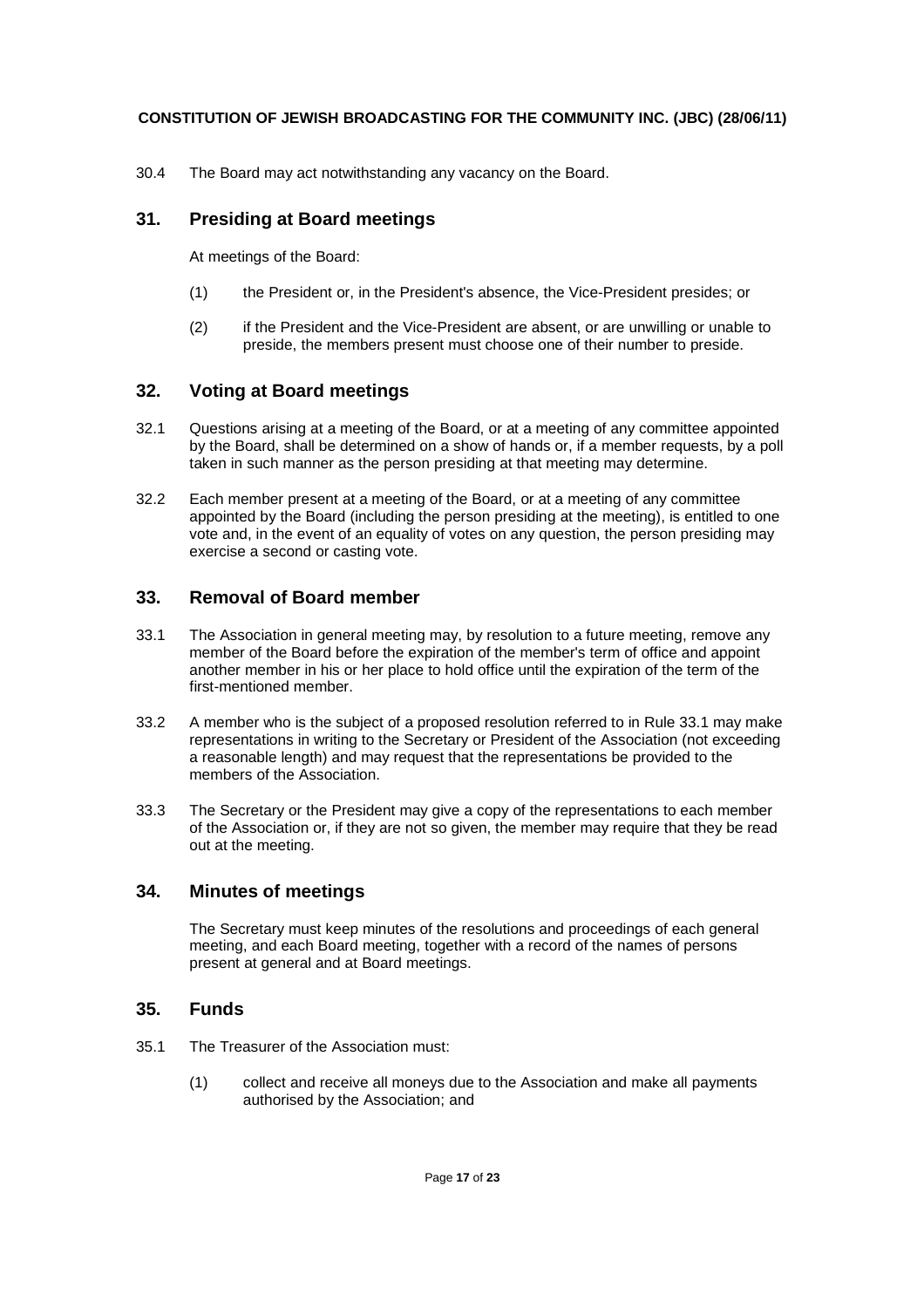30.4 The Board may act notwithstanding any vacancy on the Board.

## 31. Presiding at Board meetings

At meetings of the Board:

(1) the President or, in the President's absence, the Vice-President presides; or

(2) if the President and the Vice-President are absent, or are unwilling or unable to preside, the members present must choose one of their number to preside.

## 32. Voting at Board meetings

32.1 Questions arising at a meeting of the Board, or at a meeting of any committee appointed by the Board, shall be determined on a show of hands or, if a member requests, by a poll taken in such manner as the person presiding at that meeting may determine.

32.2 Each member present at a meeting of the Board, or at a meeting of any committee appointed by the Board (including the person presiding at the meeting), is entitled to one vote and, in the event of an equality of votes on any question, the person presiding may exercise a second or casting vote.

## 33. Removal of Board member

33.1 The Association in general meeting may, by resolution to a future meeting, remove any member of the Board before the expiration of the member's term of office and appoint another member in his or her place to hold office until the expiration of the term of the first-mentioned member.

33.2 A member who is the subject of a proposed resolution referred to in Rule 33.1 may make representations in writing to the Secretary or President of the Association (not exceeding a reasonable length) and may request that the representations be provided to the members of the Association.

33.3 The Secretary or the President may give a copy of the representations to each member of the Association or, if they are not so given, the member may require that they be read out at the meeting.

## 34. Minutes of meetings

The Secretary must keep minutes of the resolutions and proceedings of each general meeting, and each Board meeting, together with a record of the names of persons present at general and at Board meetings.

## 35. Funds

35.1 The Treasurer of the Association must:

(1) collect and receive all moneys due to the Association and make all payments authorised by the Association; and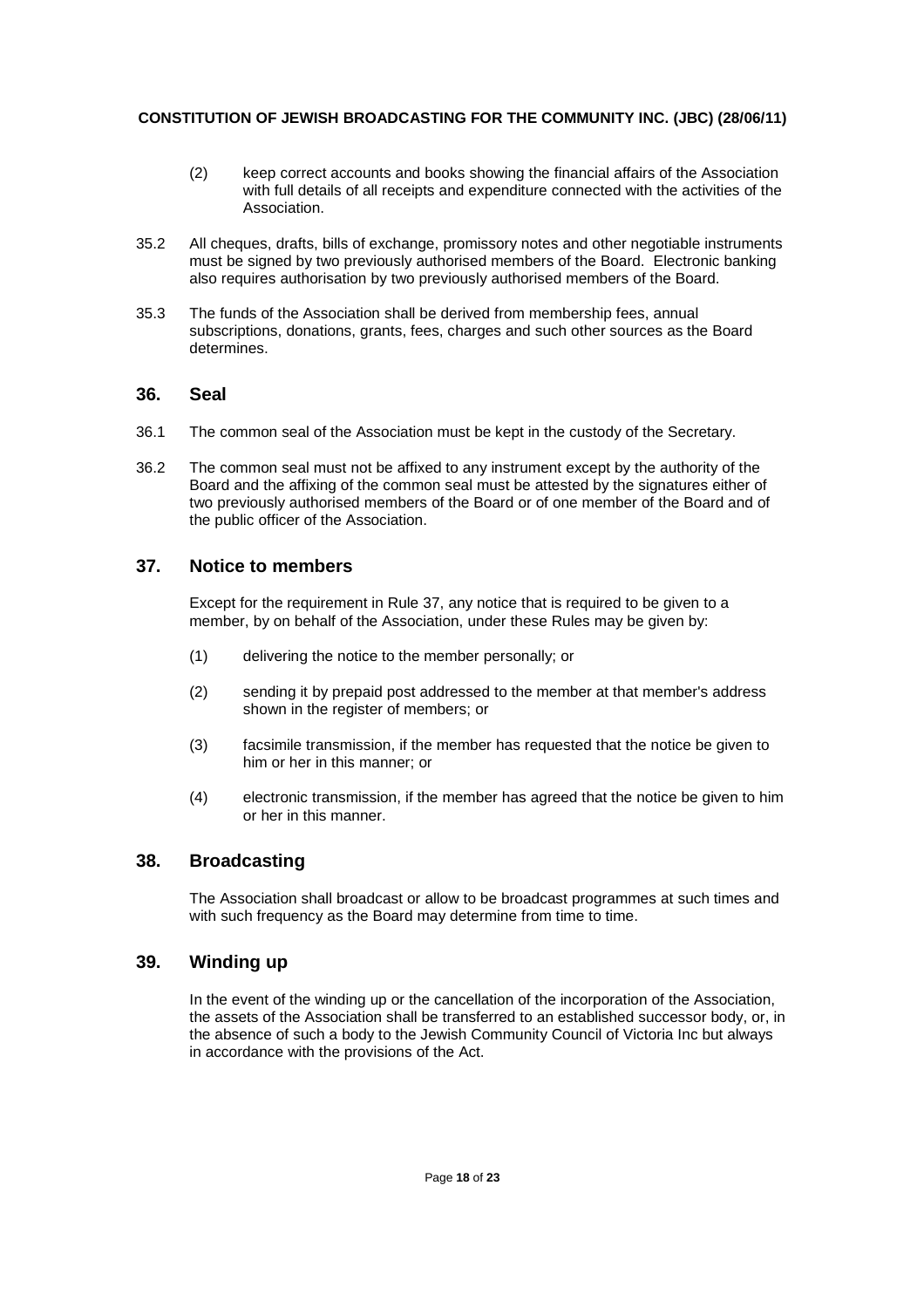(2) keep correct accounts and books showing the financial affairs of the Association with full details of all receipts and expenditure connected with the activities of the Association.

35.2 All cheques, drafts, bills of exchange, promissory notes and other negotiable instruments must be signed by two previously authorised members of the Board. Electronic banking also requires authorisation by two previously authorised members of the Board.

35.3 The funds of the Association shall be derived from membership fees, annual subscriptions, donations, grants, fees, charges and such other sources as the Board determines.

## 36. Seal

36.1 The common seal of the Association must be kept in the custody of the Secretary.

36.2 The common seal must not be affixed to any instrument except by the authority of the Board and the affixing of the common seal must be attested by the signatures either of two previously authorised members of the Board or of one member of the Board and of the public officer of the Association.

## 37. Notice to members

Except for the requirement in Rule 37, any notice that is required to be given to a member, by on behalf of the Association, under these Rules may be given by:

(1) delivering the notice to the member personally; or

(2) sending it by prepaid post addressed to the member at that member's address shown in the register of members; or

(3) facsimile transmission, if the member has requested that the notice be given to him or her in this manner; or

(4) electronic transmission, if the member has agreed that the notice be given to him or her in this manner.

## 38. Broadcasting

The Association shall broadcast or allow to be broadcast programmes at such times and with such frequency as the Board may determine from time to time.

## 39. Winding up

In the event of the winding up or the cancellation of the incorporation of the Association, the assets of the Association shall be transferred to an established successor body, or, in the absence of such a body to the Jewish Community Council of Victoria Inc but always in accordance with the provisions of the Act.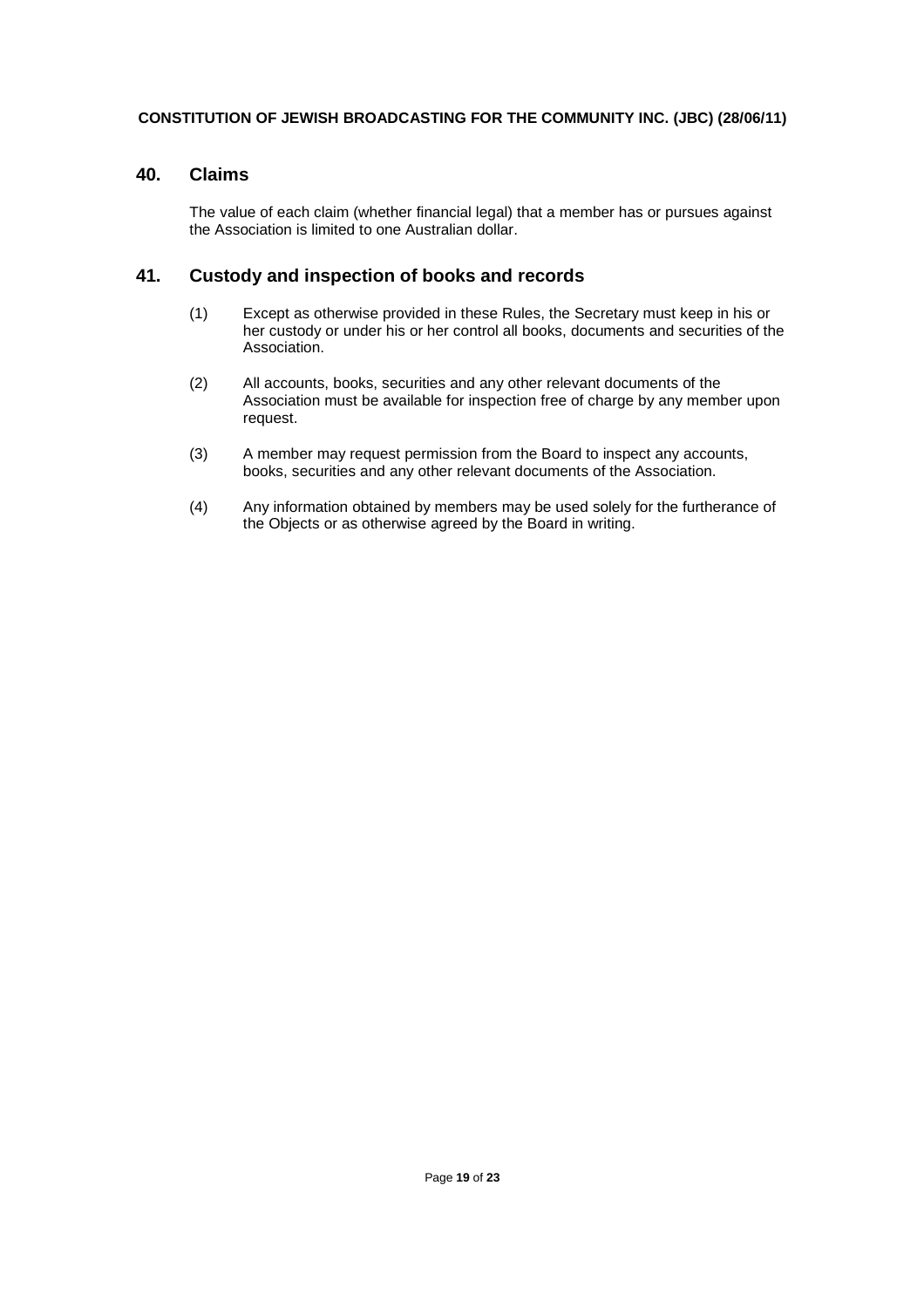## 40. Claims

The value of each claim (whether financial legal) that a member has or pursues against the Association is limited to one Australian dollar.

## 41. Custody and inspection of books and records

(1) Except as otherwise provided in these Rules, the Secretary must keep in his or her custody or under his or her control all books, documents and securities of the Association.

(2) All accounts, books, securities and any other relevant documents of the Association must be available for inspection free of charge by any member upon request.

(3) A member may request permission from the Board to inspect any accounts, books, securities and any other relevant documents of the Association.

(4) Any information obtained by members may be used solely for the furtherance of the Objects or as otherwise agreed by the Board in writing.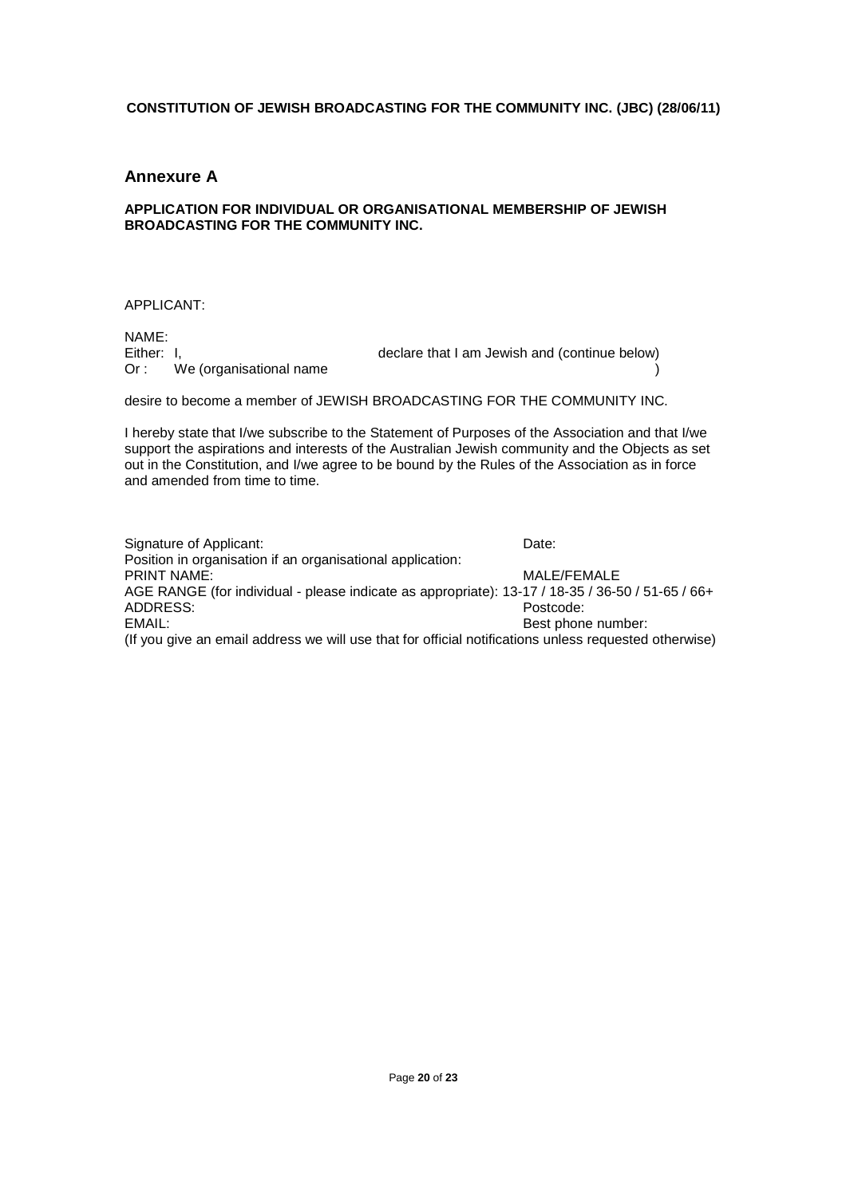**CONSTITUTION OF JEWISH BROADCASTING FOR THE COMMUNITY INC. (JBC) (28/06/11)**

## Annexure A

**APPLICATION FOR INDIVIDUAL OR ORGANISATIONAL MEMBERSHIP OF JEWISH BROADCASTING FOR THE COMMUNITY INC.**

APPLICANT:

NAME:
Either: I, declare that I am Jewish and (continue below)
Or : We (organisational name )

desire to become a member of JEWISH BROADCASTING FOR THE COMMUNITY INC.

I hereby state that I/we subscribe to the Statement of Purposes of the Association and that I/we support the aspirations and interests of the Australian Jewish community and the Objects as set out in the Constitution, and I/we agree to be bound by the Rules of the Association as in force and amended from time to time.

Signature of Applicant: Date:
Position in organisation if an organisational application:
PRINT NAME: MALE/FEMALE
AGE RANGE (for individual - please indicate as appropriate): 13-17 / 18-35 / 36-50 / 51-65 / 66+
ADDRESS: Postcode:
EMAIL: Best phone number:
(If you give an email address we will use that for official notifications unless requested otherwise)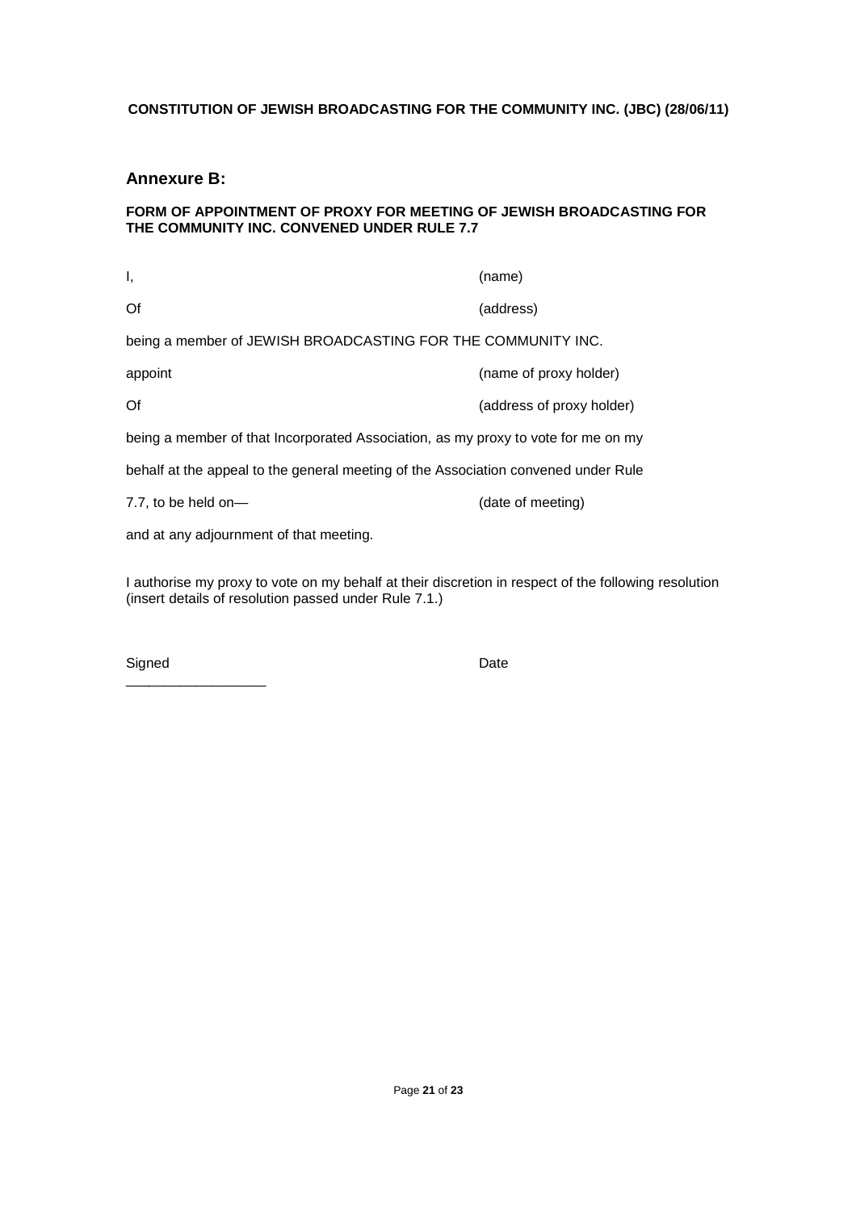**CONSTITUTION OF JEWISH BROADCASTING FOR THE COMMUNITY INC. (JBC) (28/06/11)**

## Annexure B:

**FORM OF APPOINTMENT OF PROXY FOR MEETING OF JEWISH BROADCASTING FOR THE COMMUNITY INC. CONVENED UNDER RULE 7.7**

I, (name)

Of (address)

being a member of JEWISH BROADCASTING FOR THE COMMUNITY INC.

appoint (name of proxy holder)

Of (address of proxy holder)

being a member of that Incorporated Association, as my proxy to vote for me on my behalf at the appeal to the general meeting of the Association convened under Rule 7.7, to be held on— (date of meeting)

and at any adjournment of that meeting.

I authorise my proxy to vote on my behalf at their discretion in respect of the following resolution (insert details of resolution passed under Rule 7.1.)

Signed \_\_\_\_\_\_\_\_\_\_\_\_\_\_\_\_\_\_ Date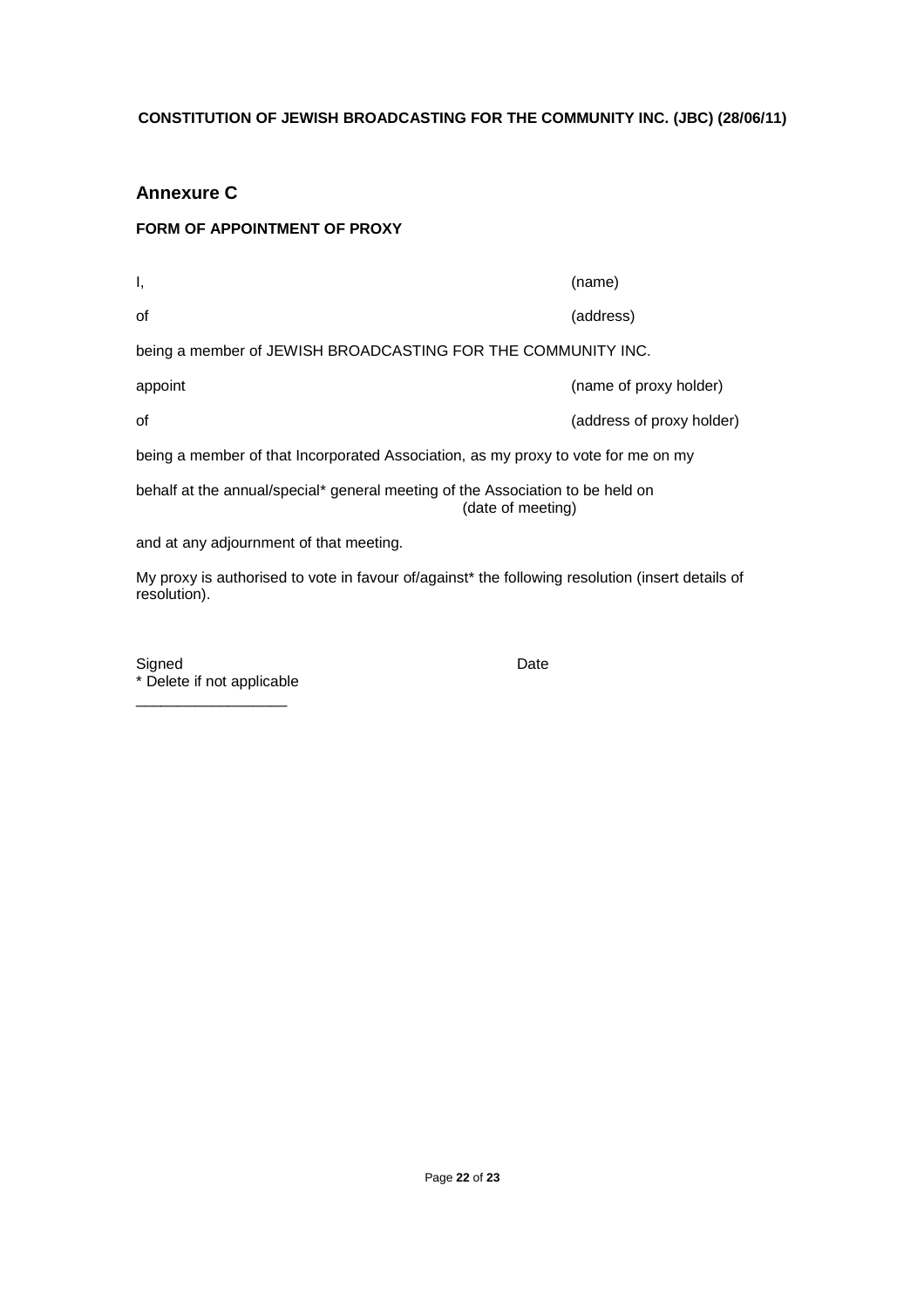## Annexure C

**FORM OF APPOINTMENT OF PROXY**

I, (name)

of (address)

being a member of JEWISH BROADCASTING FOR THE COMMUNITY INC.

appoint (name of proxy holder)

of (address of proxy holder)

being a member of that Incorporated Association, as my proxy to vote for me on my

behalf at the annual/special* general meeting of the Association to be held on (date of meeting)

and at any adjournment of that meeting.

My proxy is authorised to vote in favour of/against* the following resolution (insert details of resolution).

Signed Date

* Delete if not applicable

___________________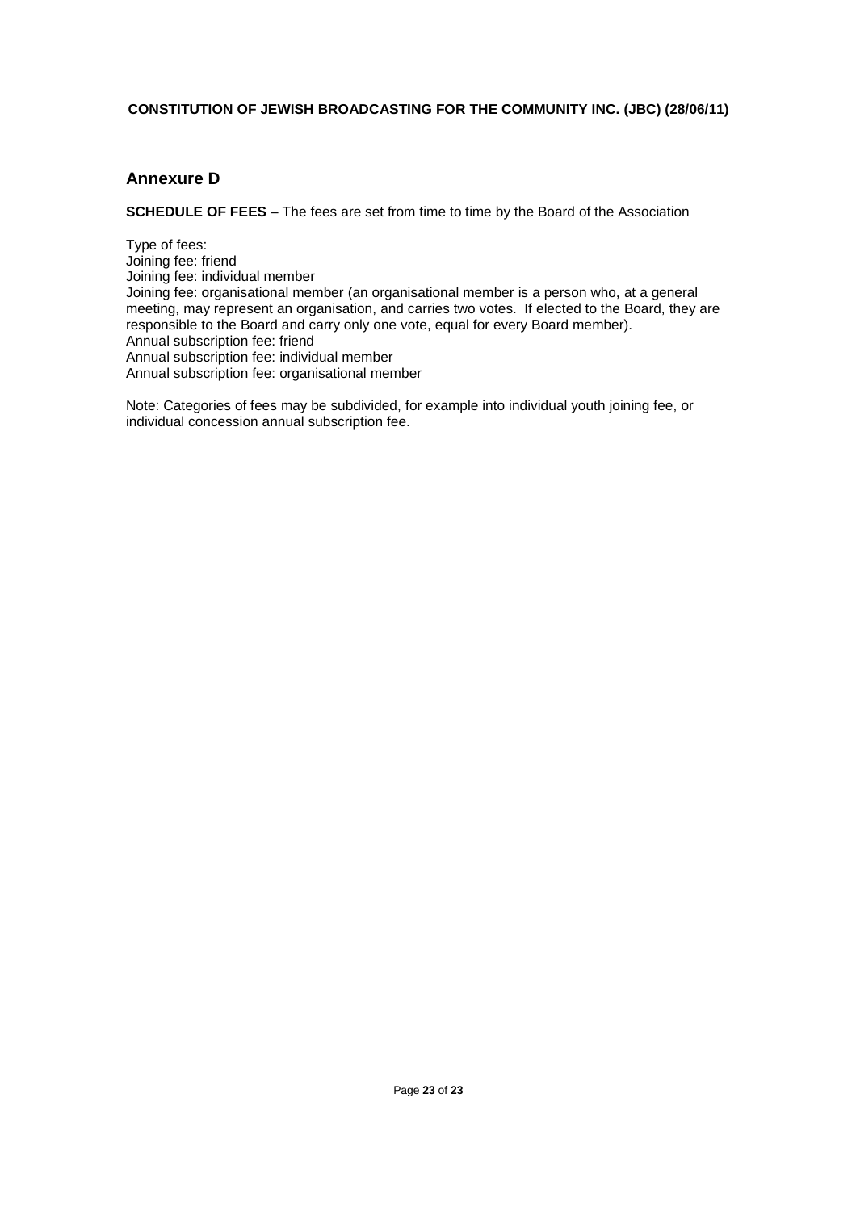## Annexure D

**SCHEDULE OF FEES** – The fees are set from time to time by the Board of the Association

Type of fees:
Joining fee: friend
Joining fee: individual member
Joining fee: organisational member (an organisational member is a person who, at a general meeting, may represent an organisation, and carries two votes. If elected to the Board, they are responsible to the Board and carry only one vote, equal for every Board member).
Annual subscription fee: friend
Annual subscription fee: individual member
Annual subscription fee: organisational member

Note: Categories of fees may be subdivided, for example into individual youth joining fee, or individual concession annual subscription fee.